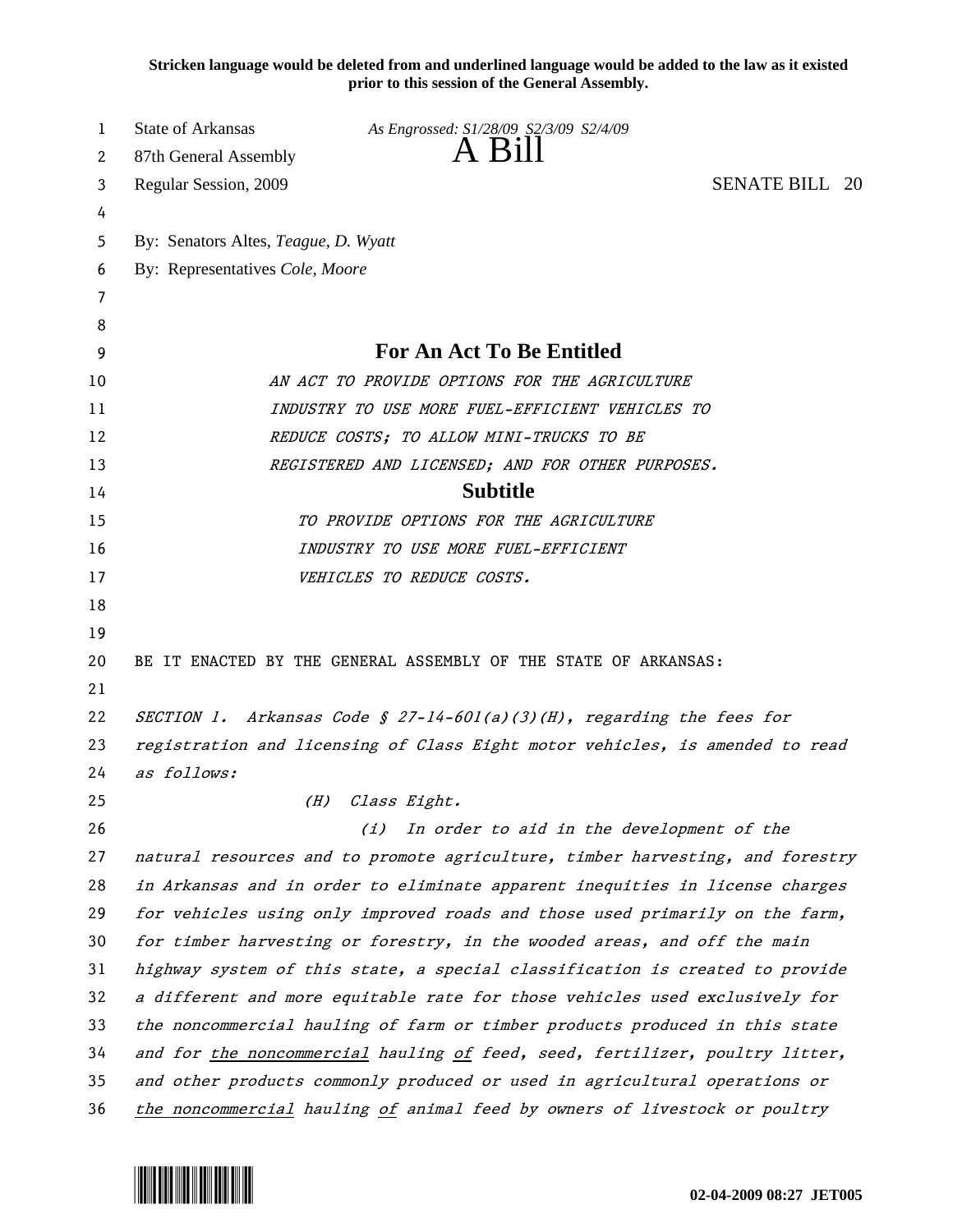**Stricken language would be deleted from and underlined language would be added to the law as it existed prior to this session of the General Assembly.**

State of Arkansas *As Engrossed: S1/28/09 S2/3/09 S2/4/09*
87th General Assembly **A Bill**
Regular Session, 2009 SENATE BILL 20

By: Senators Altes, *Teague, D. Wyatt*
By: Representatives *Cole, Moore*

## For An Act To Be Entitled

*AN ACT TO PROVIDE OPTIONS FOR THE AGRICULTURE INDUSTRY TO USE MORE FUEL-EFFICIENT VEHICLES TO REDUCE COSTS; TO ALLOW MINI-TRUCKS TO BE REGISTERED AND LICENSED; AND FOR OTHER PURPOSES.*

## Subtitle

*TO PROVIDE OPTIONS FOR THE AGRICULTURE INDUSTRY TO USE MORE FUEL-EFFICIENT VEHICLES TO REDUCE COSTS.*

BE IT ENACTED BY THE GENERAL ASSEMBLY OF THE STATE OF ARKANSAS:

*SECTION 1. Arkansas Code § 27-14-601(a)(3)(H), regarding the fees for registration and licensing of Class Eight motor vehicles, is amended to read as follows:*

*(H) Class Eight.*

*(i) In order to aid in the development of the natural resources and to promote agriculture, timber harvesting, and forestry in Arkansas and in order to eliminate apparent inequities in license charges for vehicles using only improved roads and those used primarily on the farm, for timber harvesting or forestry, in the wooded areas, and off the main highway system of this state, a special classification is created to provide a different and more equitable rate for those vehicles used exclusively for the noncommercial hauling of farm or timber products produced in this state and for <u>the noncommercial</u> hauling <u>of</u> feed, seed, fertilizer, poultry litter, and other products commonly produced or used in agricultural operations or <u>the noncommercial</u> hauling <u>of</u> animal feed by owners of livestock or poultry*

02-04-2009 08:27 JET005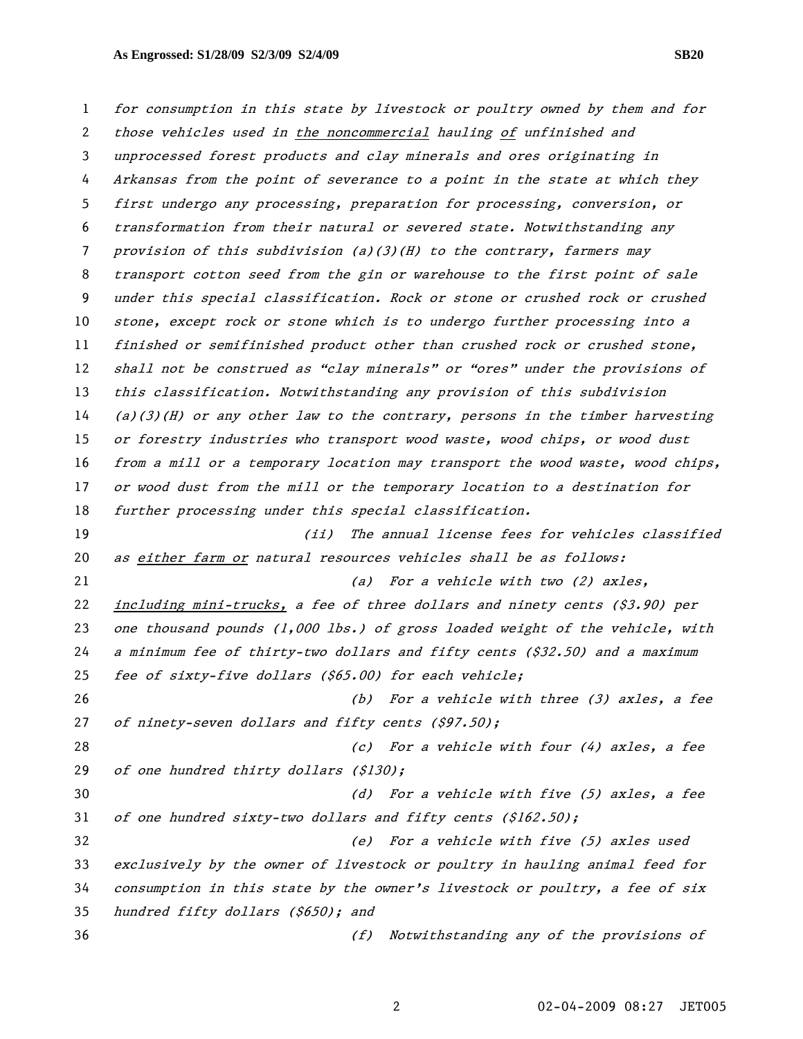*for consumption in this state by livestock or poultry owned by them and for those vehicles used in* <u>*the noncommercial*</u> *hauling* <u>*of*</u> *unfinished and unprocessed forest products and clay minerals and ores originating in Arkansas from the point of severance to a point in the state at which they first undergo any processing, preparation for processing, conversion, or transformation from their natural or severed state. Notwithstanding any provision of this subdivision (a)(3)(H) to the contrary, farmers may transport cotton seed from the gin or warehouse to the first point of sale under this special classification. Rock or stone or crushed rock or crushed stone, except rock or stone which is to undergo further processing into a finished or semifinished product other than crushed rock or crushed stone, shall not be construed as "clay minerals" or "ores" under the provisions of this classification. Notwithstanding any provision of this subdivision (a)(3)(H) or any other law to the contrary, persons in the timber harvesting or forestry industries who transport wood waste, wood chips, or wood dust from a mill or a temporary location may transport the wood waste, wood chips, or wood dust from the mill or the temporary location to a destination for further processing under this special classification.*

*(ii) The annual license fees for vehicles classified as* <u>*either farm or*</u> *natural resources vehicles shall be as follows:*

*(a) For a vehicle with two (2) axles,* <u>*including mini-trucks,*</u> *a fee of three dollars and ninety cents ($3.90) per one thousand pounds (1,000 lbs.) of gross loaded weight of the vehicle, with a minimum fee of thirty-two dollars and fifty cents ($32.50) and a maximum fee of sixty-five dollars ($65.00) for each vehicle;*

*(b) For a vehicle with three (3) axles, a fee of ninety-seven dollars and fifty cents ($97.50);*

*(c) For a vehicle with four (4) axles, a fee of one hundred thirty dollars ($130);*

*(d) For a vehicle with five (5) axles, a fee of one hundred sixty-two dollars and fifty cents ($162.50);*

*(e) For a vehicle with five (5) axles used exclusively by the owner of livestock or poultry in hauling animal feed for consumption in this state by the owner's livestock or poultry, a fee of six hundred fifty dollars ($650); and*

*(f) Notwithstanding any of the provisions of*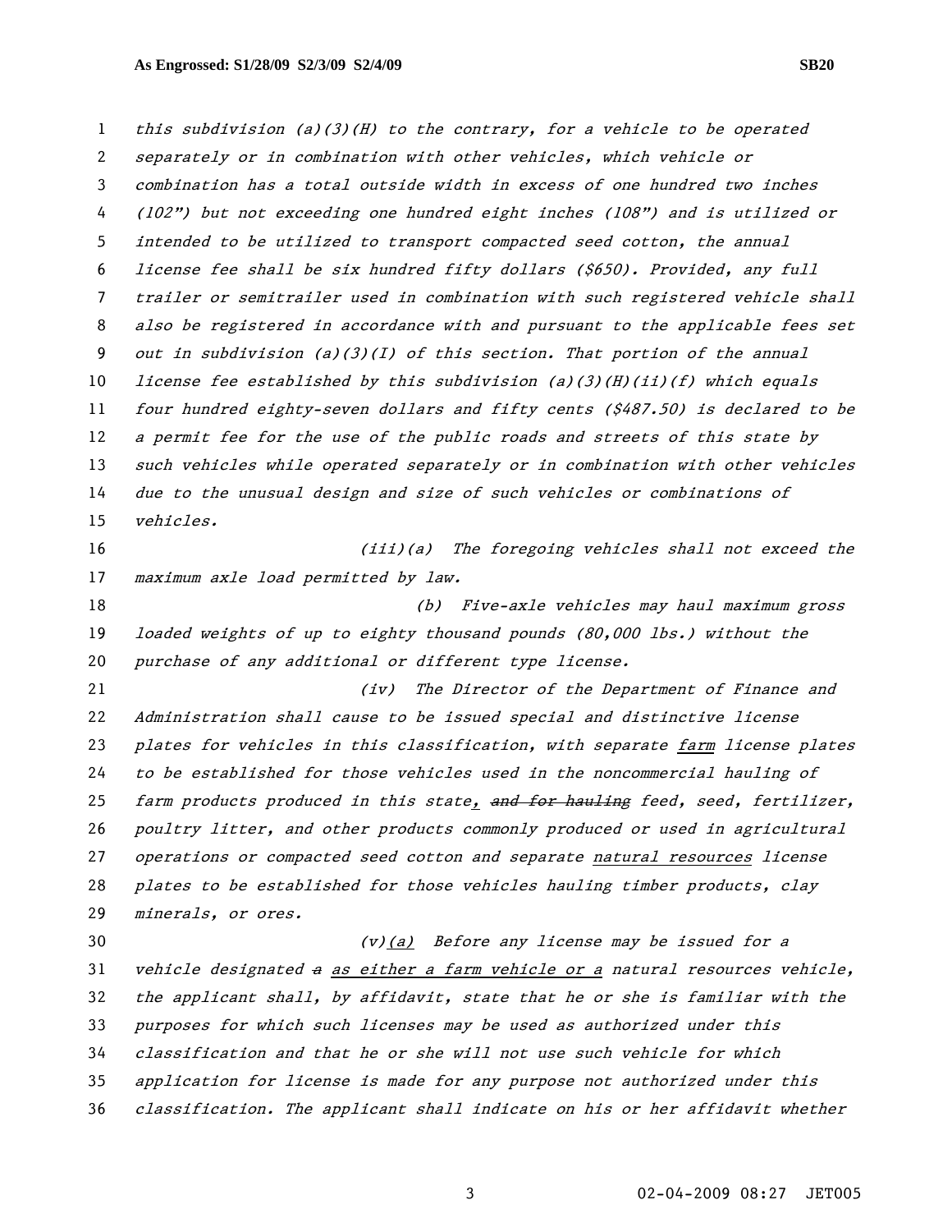*this subdivision (a)(3)(H) to the contrary, for a vehicle to be operated separately or in combination with other vehicles, which vehicle or combination has a total outside width in excess of one hundred two inches (102") but not exceeding one hundred eight inches (108") and is utilized or intended to be utilized to transport compacted seed cotton, the annual license fee shall be six hundred fifty dollars ($650). Provided, any full trailer or semitrailer used in combination with such registered vehicle shall also be registered in accordance with and pursuant to the applicable fees set out in subdivision (a)(3)(I) of this section. That portion of the annual license fee established by this subdivision (a)(3)(H)(ii)(f) which equals four hundred eighty-seven dollars and fifty cents ($487.50) is declared to be a permit fee for the use of the public roads and streets of this state by such vehicles while operated separately or in combination with other vehicles due to the unusual design and size of such vehicles or combinations of vehicles.*

*(iii)(a) The foregoing vehicles shall not exceed the maximum axle load permitted by law.*

*(b) Five-axle vehicles may haul maximum gross loaded weights of up to eighty thousand pounds (80,000 lbs.) without the purchase of any additional or different type license.*

*(iv) The Director of the Department of Finance and Administration shall cause to be issued special and distinctive license plates for vehicles in this classification, with separate farm license plates to be established for those vehicles used in the noncommercial hauling of farm products produced in this state, ~~and for hauling~~ feed, seed, fertilizer, poultry litter, and other products commonly produced or used in agricultural operations or compacted seed cotton and separate natural resources license plates to be established for those vehicles hauling timber products, clay minerals, or ores.*

*(v)(a) Before any license may be issued for a vehicle designated ~~a~~ as either a farm vehicle or a natural resources vehicle, the applicant shall, by affidavit, state that he or she is familiar with the purposes for which such licenses may be used as authorized under this classification and that he or she will not use such vehicle for which application for license is made for any purpose not authorized under this classification. The applicant shall indicate on his or her affidavit whether*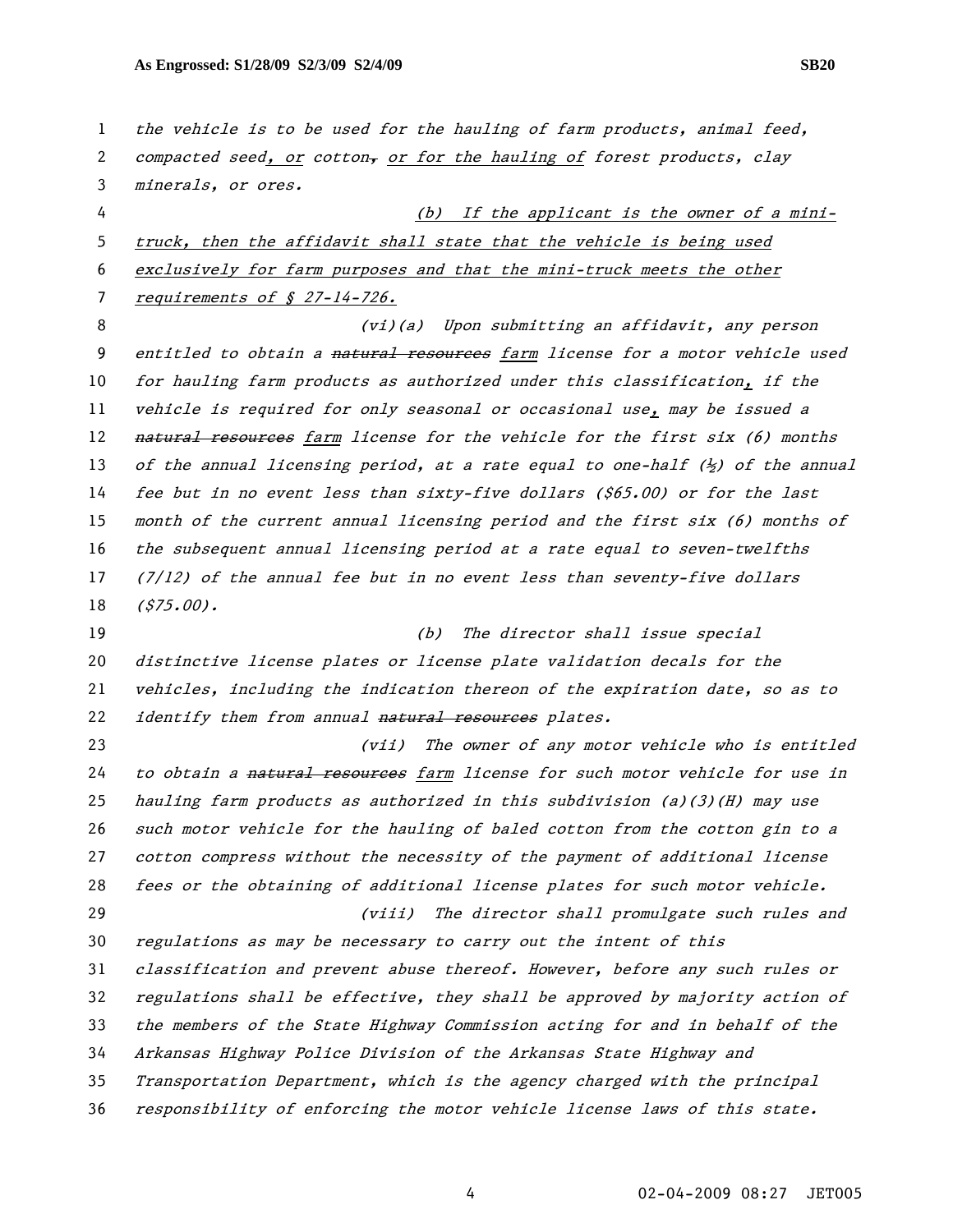*the vehicle is to be used for the hauling of farm products, animal feed, compacted seed, or cotton, or for the hauling of forest products, clay minerals, or ores.*

*(b) If the applicant is the owner of a mini-truck, then the affidavit shall state that the vehicle is being used exclusively for farm purposes and that the mini-truck meets the other requirements of § 27-14-726.*

*(vi)(a) Upon submitting an affidavit, any person entitled to obtain a ~~natural resources~~ farm license for a motor vehicle used for hauling farm products as authorized under this classification, if the vehicle is required for only seasonal or occasional use, may be issued a ~~natural resources~~ farm license for the vehicle for the first six (6) months of the annual licensing period, at a rate equal to one-half (½) of the annual fee but in no event less than sixty-five dollars ($65.00) or for the last month of the current annual licensing period and the first six (6) months of the subsequent annual licensing period at a rate equal to seven-twelfths (7/12) of the annual fee but in no event less than seventy-five dollars ($75.00).*

*(b) The director shall issue special distinctive license plates or license plate validation decals for the vehicles, including the indication thereon of the expiration date, so as to identify them from annual ~~natural resources~~ plates.*

*(vii) The owner of any motor vehicle who is entitled to obtain a ~~natural resources~~ farm license for such motor vehicle for use in hauling farm products as authorized in this subdivision (a)(3)(H) may use such motor vehicle for the hauling of baled cotton from the cotton gin to a cotton compress without the necessity of the payment of additional license fees or the obtaining of additional license plates for such motor vehicle.*

*(viii) The director shall promulgate such rules and regulations as may be necessary to carry out the intent of this classification and prevent abuse thereof. However, before any such rules or regulations shall be effective, they shall be approved by majority action of the members of the State Highway Commission acting for and in behalf of the Arkansas Highway Police Division of the Arkansas State Highway and Transportation Department, which is the agency charged with the principal responsibility of enforcing the motor vehicle license laws of this state.*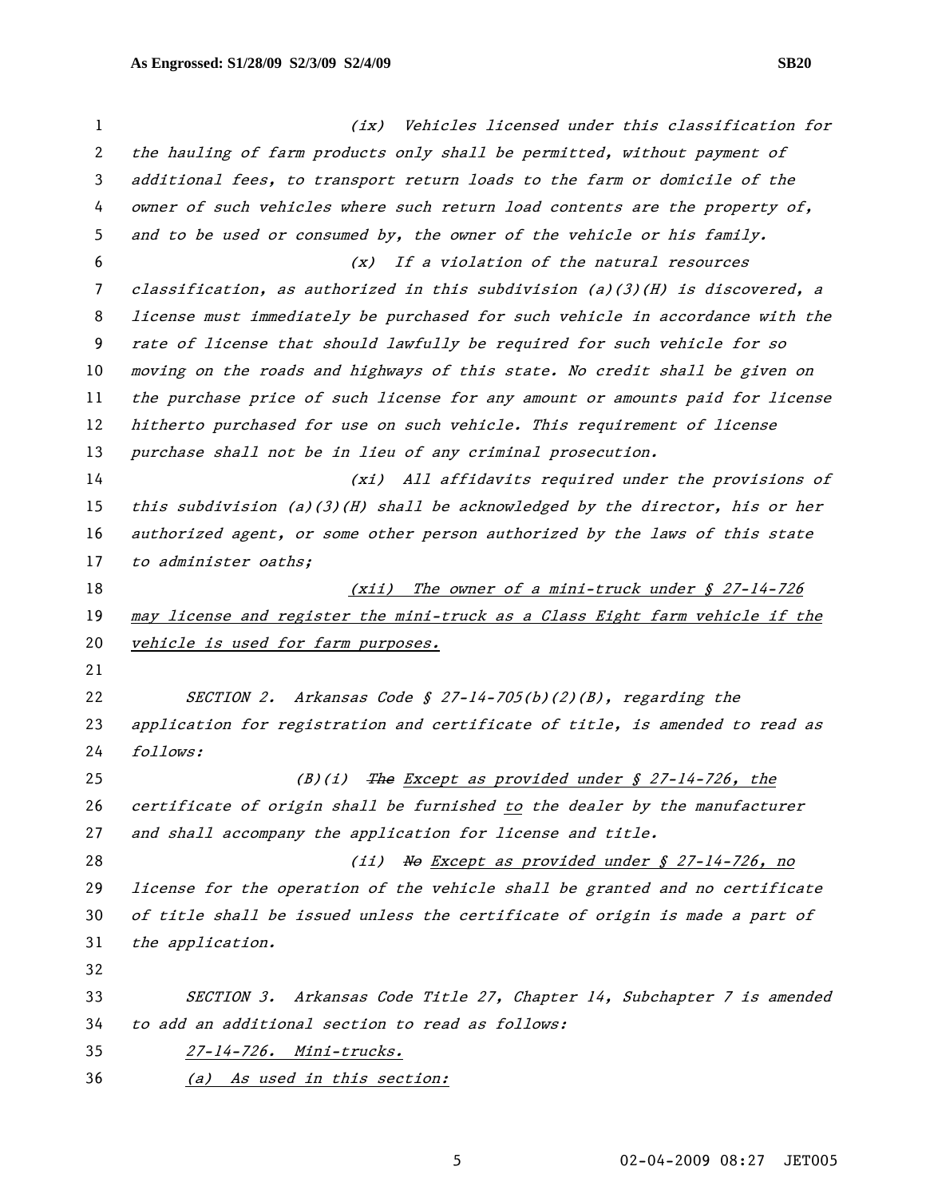(ix) Vehicles licensed under this classification for the hauling of farm products only shall be permitted, without payment of additional fees, to transport return loads to the farm or domicile of the owner of such vehicles where such return load contents are the property of, and to be used or consumed by, the owner of the vehicle or his family.

(x) If a violation of the natural resources classification, as authorized in this subdivision (a)(3)(H) is discovered, a license must immediately be purchased for such vehicle in accordance with the rate of license that should lawfully be required for such vehicle for so moving on the roads and highways of this state. No credit shall be given on the purchase price of such license for any amount or amounts paid for license hitherto purchased for use on such vehicle. This requirement of license purchase shall not be in lieu of any criminal prosecution.

(xi) All affidavits required under the provisions of this subdivision (a)(3)(H) shall be acknowledged by the director, his or her authorized agent, or some other person authorized by the laws of this state to administer oaths;

(xii) The owner of a mini-truck under § 27-14-726 may license and register the mini-truck as a Class Eight farm vehicle if the vehicle is used for farm purposes.

SECTION 2. Arkansas Code § 27-14-705(b)(2)(B), regarding the application for registration and certificate of title, is amended to read as follows:

(B)(i) ~~The~~ Except as provided under § 27-14-726, the certificate of origin shall be furnished to the dealer by the manufacturer and shall accompany the application for license and title.

(ii) ~~No~~ Except as provided under § 27-14-726, no license for the operation of the vehicle shall be granted and no certificate of title shall be issued unless the certificate of origin is made a part of the application.

SECTION 3. Arkansas Code Title 27, Chapter 14, Subchapter 7 is amended to add an additional section to read as follows:

27-14-726. Mini-trucks.

(a) As used in this section: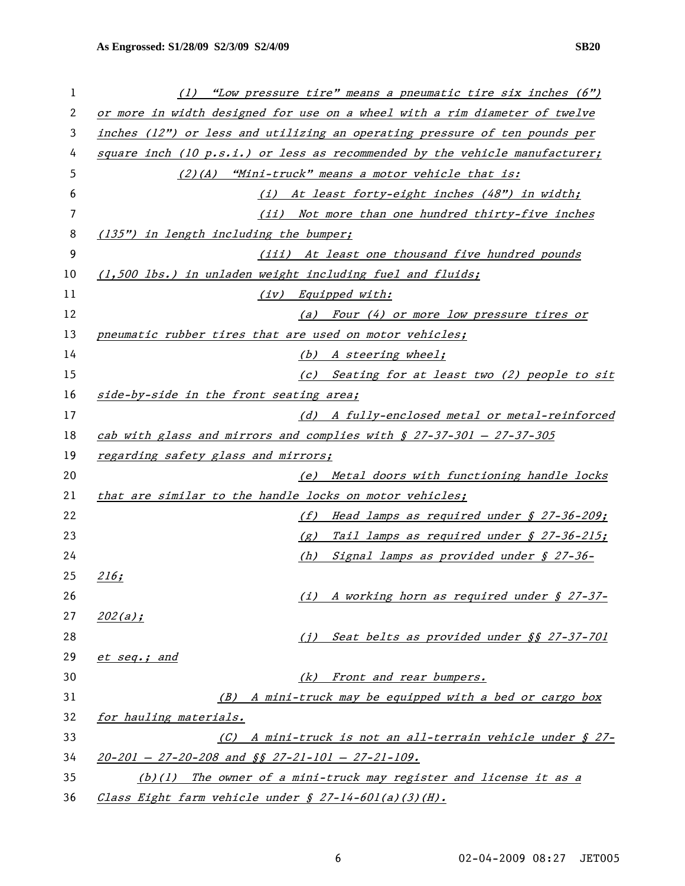(1) *"Low pressure tire" means a pneumatic tire six inches (6") or more in width designed for use on a wheel with a rim diameter of twelve inches (12") or less and utilizing an operating pressure of ten pounds per square inch (10 p.s.i.) or less as recommended by the vehicle manufacturer;*

(2)(A) *"Mini-truck" means a motor vehicle that is:*

(i) *At least forty-eight inches (48") in width;*

(ii) *Not more than one hundred thirty-five inches (135") in length including the bumper;*

(iii) *At least one thousand five hundred pounds (1,500 lbs.) in unladen weight including fuel and fluids;*

(iv) *Equipped with:*

(a) *Four (4) or more low pressure tires or pneumatic rubber tires that are used on motor vehicles;*

(b) *A steering wheel;*

(c) *Seating for at least two (2) people to sit side-by-side in the front seating area;*

(d) *A fully-enclosed metal or metal-reinforced cab with glass and mirrors and complies with § 27-37-301 – 27-37-305 regarding safety glass and mirrors;*

(e) *Metal doors with functioning handle locks that are similar to the handle locks on motor vehicles;*

(f) *Head lamps as required under § 27-36-209;*

(g) *Tail lamps as required under § 27-36-215;*

(h) *Signal lamps as provided under § 27-36-216;*

(i) *A working horn as required under § 27-37-202(a);*

(j) *Seat belts as provided under §§ 27-37-701 et seq.; and*

(k) *Front and rear bumpers.*

(B) *A mini-truck may be equipped with a bed or cargo box for hauling materials.*

(C) *A mini-truck is not an all-terrain vehicle under § 27-20-201 – 27-20-208 and §§ 27-21-101 – 27-21-109.*

(b)(1) *The owner of a mini-truck may register and license it as a Class Eight farm vehicle under § 27-14-601(a)(3)(H).*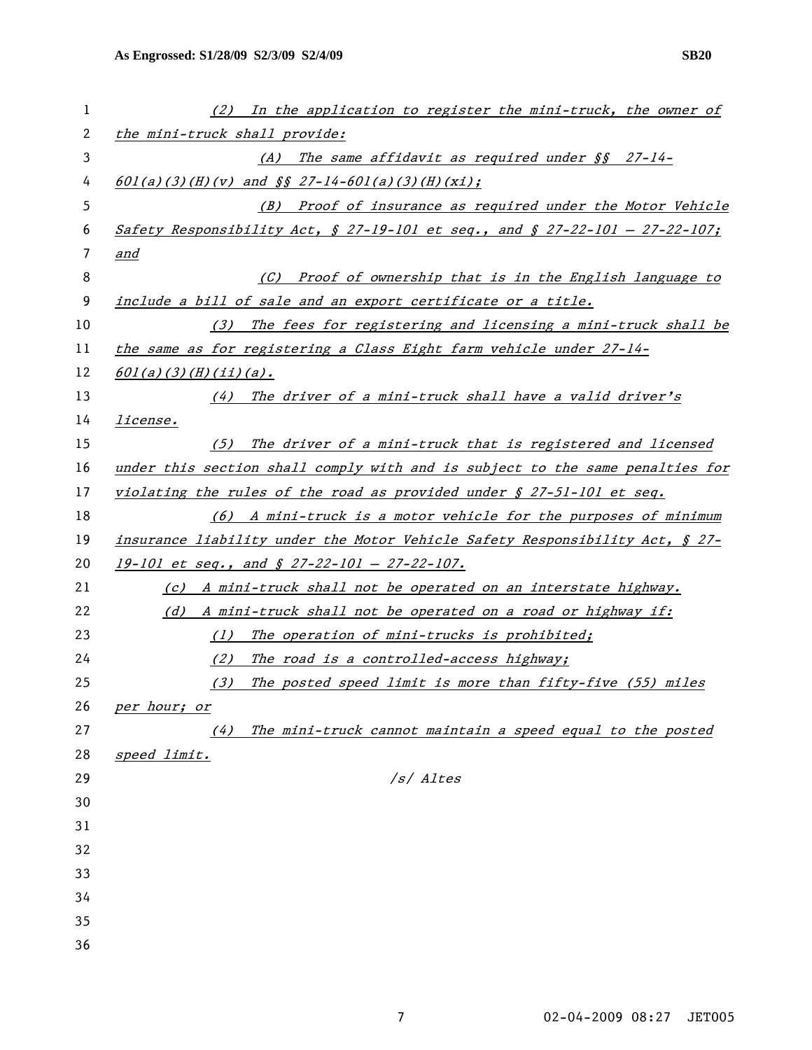*(2) In the application to register the mini-truck, the owner of the mini-truck shall provide:*

*(A) The same affidavit as required under §§ 27-14-601(a)(3)(H)(v) and §§ 27-14-601(a)(3)(H)(xi);*

*(B) Proof of insurance as required under the Motor Vehicle Safety Responsibility Act, § 27-19-101 et seq., and § 27-22-101 – 27-22-107; and*

*(C) Proof of ownership that is in the English language to include a bill of sale and an export certificate or a title.*

*(3) The fees for registering and licensing a mini-truck shall be the same as for registering a Class Eight farm vehicle under 27-14-601(a)(3)(H)(ii)(a).*

*(4) The driver of a mini-truck shall have a valid driver's license.*

*(5) The driver of a mini-truck that is registered and licensed under this section shall comply with and is subject to the same penalties for violating the rules of the road as provided under § 27-51-101 et seq.*

*(6) A mini-truck is a motor vehicle for the purposes of minimum insurance liability under the Motor Vehicle Safety Responsibility Act, § 27-19-101 et seq., and § 27-22-101 – 27-22-107.*

*(c) A mini-truck shall not be operated on an interstate highway.*

*(d) A mini-truck shall not be operated on a road or highway if:*

*(1) The operation of mini-trucks is prohibited;*

*(2) The road is a controlled-access highway;*

*(3) The posted speed limit is more than fifty-five (55) miles per hour; or*

*(4) The mini-truck cannot maintain a speed equal to the posted speed limit.*

/s/ Altes